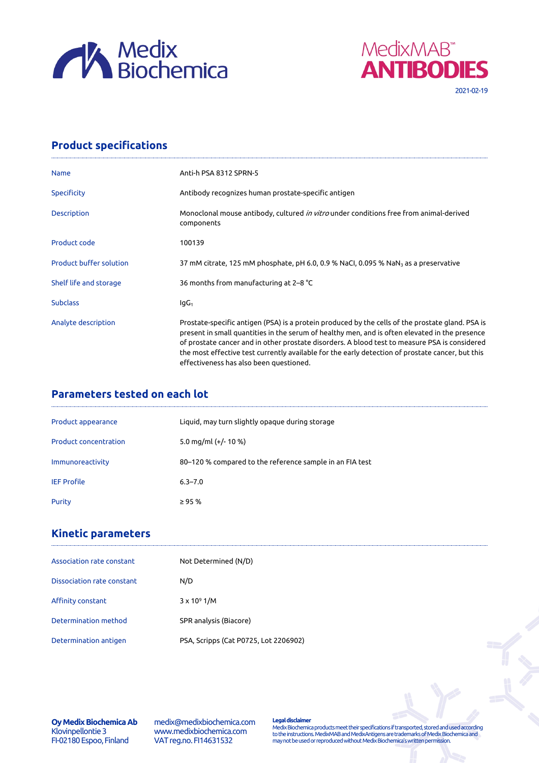Medix Biochemica

MedixMAB™ **ANTIBODIES**

2021-02-19

## Product specifications

| | |
|---|---|
| Name | Anti-h PSA 8312 SPRN-5 |
| Specificity | Antibody recognizes human prostate-specific antigen |
| Description | Monoclonal mouse antibody, cultured *in vitro* under conditions free from animal-derived components |
| Product code | 100139 |
| Product buffer solution | 37 mM citrate, 125 mM phosphate, pH 6.0, 0.9 % NaCl, 0.095 % $NaN_3$ as a preservative |
| Shelf life and storage | 36 months from manufacturing at 2–8 °C |
| Subclass | $IgG_1$ |
| Analyte description | Prostate-specific antigen (PSA) is a protein produced by the cells of the prostate gland. PSA is present in small quantities in the serum of healthy men, and is often elevated in the presence of prostate cancer and in other prostate disorders. A blood test to measure PSA is considered the most effective test currently available for the early detection of prostate cancer, but this effectiveness has also been questioned. |

## Parameters tested on each lot

| | |
|---|---|
| Product appearance | Liquid, may turn slightly opaque during storage |
| Product concentration | 5.0 mg/ml (+/- 10 %) |
| Immunoreactivity | 80–120 % compared to the reference sample in an FIA test |
| IEF Profile | 6.3–7.0 |
| Purity | ≥ 95 % |

## Kinetic parameters

| | |
|---|---|
| Association rate constant | Not Determined (N/D) |
| Dissociation rate constant | N/D |
| Affinity constant | $3 \times 10^9$ 1/M |
| Determination method | SPR analysis (Biacore) |
| Determination antigen | PSA, Scripps (Cat P0725, Lot 2206902) |

**Oy Medix Biochemica Ab**
Klovinpellontie 3
FI-02180 Espoo, Finland

medix@medixbiochemica.com
www.medixbiochemica.com
VAT reg.no. FI14631532

**Legal disclaimer**
Medix Biochemica products meet their specifications if transported, stored and used according to the instructions. MedixMAB and MedixAntigens are trademarks of Medix Biochemica and may not be used or reproduced without Medix Biochemica's written permission.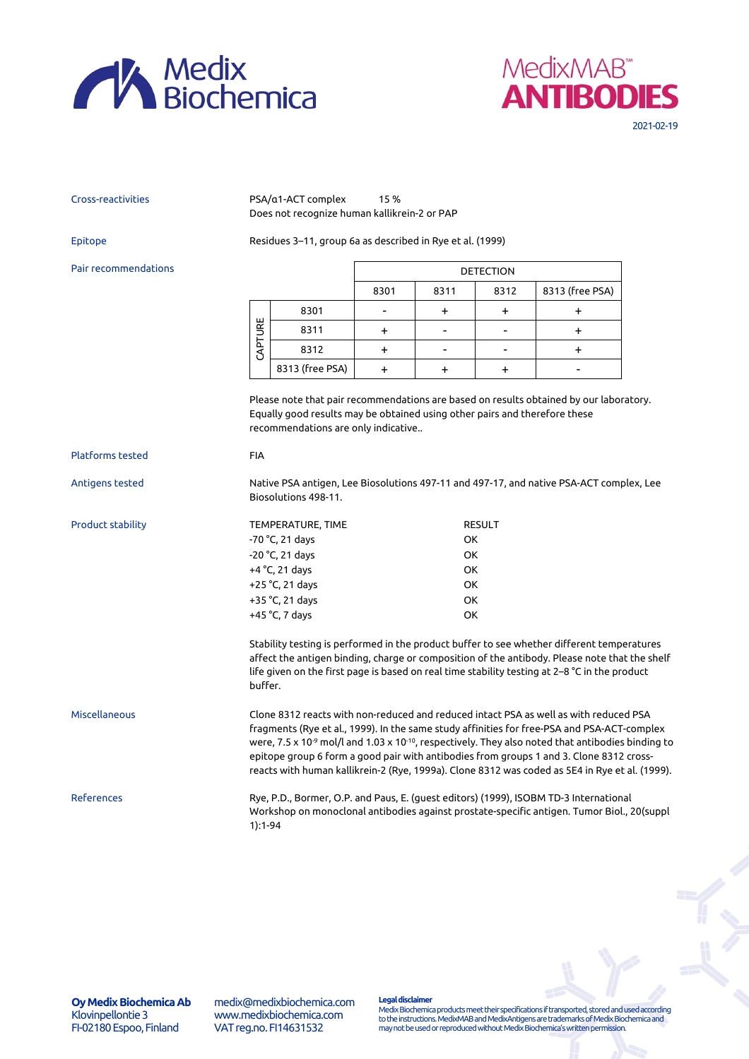2021-02-19

**Cross-reactivities**

PSA/α1-ACT complex 15 %
Does not recognize human kallikrein-2 or PAP

**Epitope**

Residues 3–11, group 6a as described in Rye et al. (1999)

**Pair recommendations**

| | | DETECTION | | | |
|---|---|---|---|---|---|
| | | 8301 | 8311 | 8312 | 8313 (free PSA) |
| CAPTURE | 8301 | - | + | + | + |
| | 8311 | + | - | - | + |
| | 8312 | + | - | - | + |
| | 8313 (free PSA) | + | + | + | - |

Please note that pair recommendations are based on results obtained by our laboratory. Equally good results may be obtained using other pairs and therefore these recommendations are only indicative..

**Platforms tested**

FIA

**Antigens tested**

Native PSA antigen, Lee Biosolutions 497-11 and 497-17, and native PSA-ACT complex, Lee Biosolutions 498-11.

**Product stability**

| TEMPERATURE, TIME | RESULT |
|---|---|
| -70 °C, 21 days | OK |
| -20 °C, 21 days | OK |
| +4 °C, 21 days | OK |
| +25 °C, 21 days | OK |
| +35 °C, 21 days | OK |
| +45 °C, 7 days | OK |

Stability testing is performed in the product buffer to see whether different temperatures affect the antigen binding, charge or composition of the antibody. Please note that the shelf life given on the first page is based on real time stability testing at 2–8 °C in the product buffer.

**Miscellaneous**

Clone 8312 reacts with non-reduced and reduced intact PSA as well as with reduced PSA fragments (Rye et al., 1999). In the same study affinities for free-PSA and PSA-ACT-complex were, $7.5 \times 10^{-9}$ mol/l and $1.03 \times 10^{-10}$, respectively. They also noted that antibodies binding to epitope group 6 form a good pair with antibodies from groups 1 and 3. Clone 8312 cross-reacts with human kallikrein-2 (Rye, 1999a). Clone 8312 was coded as 5E4 in Rye et al. (1999).

**References**

Rye, P.D., Bormer, O.P. and Paus, E. (guest editors) (1999), ISOBM TD-3 International Workshop on monoclonal antibodies against prostate-specific antigen. Tumor Biol., 20(suppl 1):1-94

**Oy Medix Biochemica Ab**
Klovinpellontie 3
FI-02180 Espoo, Finland

medix@medixbiochemica.com
www.medixbiochemica.com
VAT reg.no. FI14631532

**Legal disclaimer**
Medix Biochemica products meet their specifications if transported, stored and used according to the instructions. MedixMAB and MedixAntigens are trademarks of Medix Biochemica and may not be used or reproduced without Medix Biochemica's written permission.